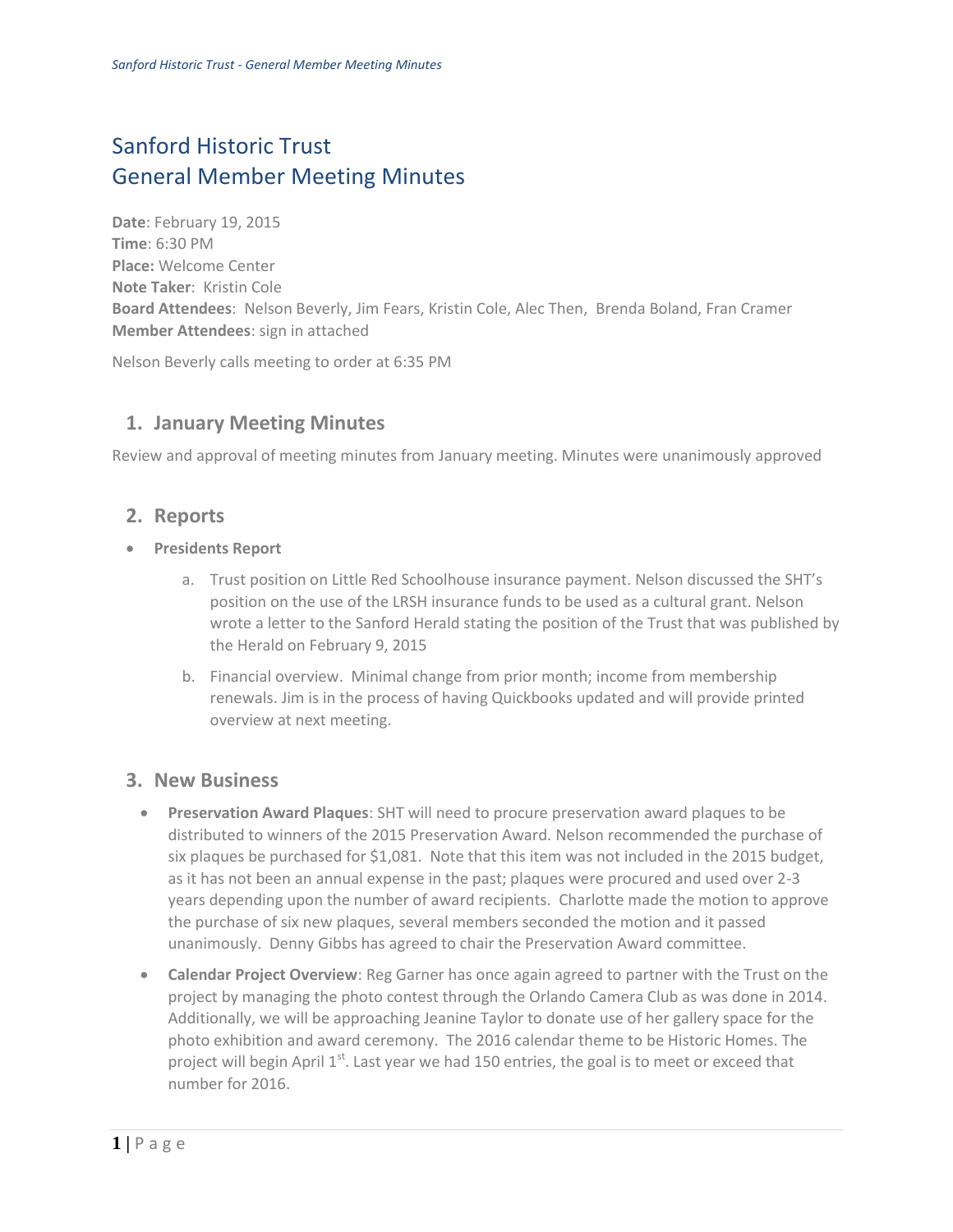# Sanford Historic Trust
# General Member Meeting Minutes

**Date**: February 19, 2015
**Time**: 6:30 PM
**Place:** Welcome Center
**Note Taker**: Kristin Cole
**Board Attendees**: Nelson Beverly, Jim Fears, Kristin Cole, Alec Then, Brenda Boland, Fran Cramer
**Member Attendees**: sign in attached

Nelson Beverly calls meeting to order at 6:35 PM

## 1. January Meeting Minutes

Review and approval of meeting minutes from January meeting. Minutes were unanimously approved

## 2. Reports

- **Presidents Report**
    a. Trust position on Little Red Schoolhouse insurance payment. Nelson discussed the SHT's position on the use of the LRSH insurance funds to be used as a cultural grant. Nelson wrote a letter to the Sanford Herald stating the position of the Trust that was published by the Herald on February 9, 2015
    b. Financial overview. Minimal change from prior month; income from membership renewals. Jim is in the process of having Quickbooks updated and will provide printed overview at next meeting.

## 3. New Business

- **Preservation Award Plaques**: SHT will need to procure preservation award plaques to be distributed to winners of the 2015 Preservation Award. Nelson recommended the purchase of six plaques be purchased for $1,081. Note that this item was not included in the 2015 budget, as it has not been an annual expense in the past; plaques were procured and used over 2-3 years depending upon the number of award recipients. Charlotte made the motion to approve the purchase of six new plaques, several members seconded the motion and it passed unanimously. Denny Gibbs has agreed to chair the Preservation Award committee.
- **Calendar Project Overview**: Reg Garner has once again agreed to partner with the Trust on the project by managing the photo contest through the Orlando Camera Club as was done in 2014. Additionally, we will be approaching Jeanine Taylor to donate use of her gallery space for the photo exhibition and award ceremony. The 2016 calendar theme to be Historic Homes. The project will begin April 1st. Last year we had 150 entries, the goal is to meet or exceed that number for 2016.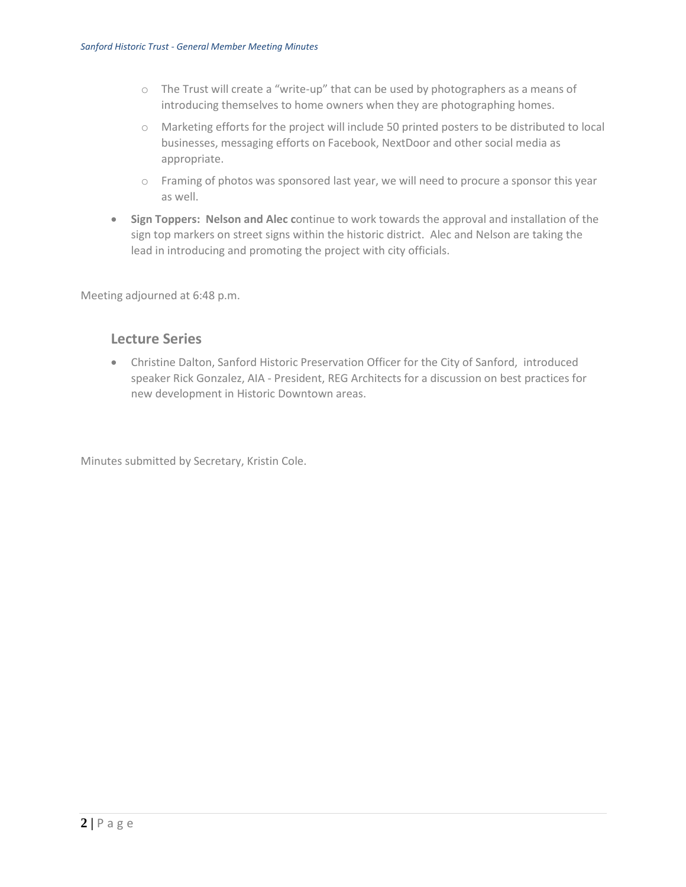- The Trust will create a "write-up" that can be used by photographers as a means of introducing themselves to home owners when they are photographing homes.
  - Marketing efforts for the project will include 50 printed posters to be distributed to local businesses, messaging efforts on Facebook, NextDoor and other social media as appropriate.
  - Framing of photos was sponsored last year, we will need to procure a sponsor this year as well.
- **Sign Toppers: Nelson and Alec c**ontinue to work towards the approval and installation of the sign top markers on street signs within the historic district. Alec and Nelson are taking the lead in introducing and promoting the project with city officials.

Meeting adjourned at 6:48 p.m.

## Lecture Series

- Christine Dalton, Sanford Historic Preservation Officer for the City of Sanford, introduced speaker Rick Gonzalez, AIA - President, REG Architects for a discussion on best practices for new development in Historic Downtown areas.

Minutes submitted by Secretary, Kristin Cole.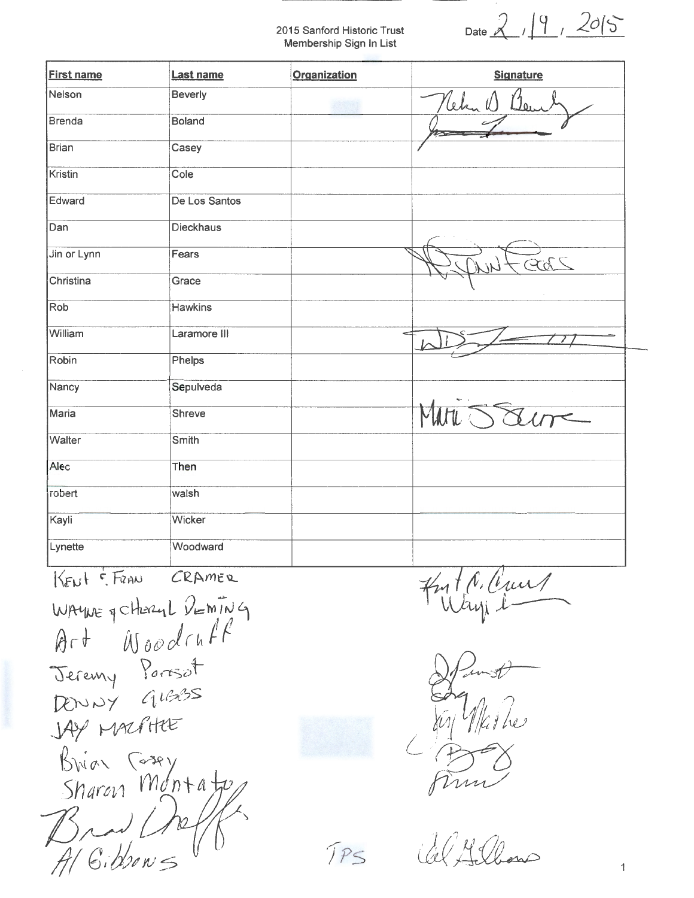2015 Sanford Historic Trust
Membership Sign In List

Date 2 / 19 / 2015

| First name | Last name | Organization | Signature |
|---|---|---|---|
| Nelson | Beverly | | Nelson B Beverly |
| Brenda | Boland | | |
| Brian | Casey | | |
| Kristin | Cole | | |
| Edward | De Los Santos | | |
| Dan | Dieckhaus | | |
| Jin or Lynn | Fears | | Lynn Fears |
| Christina | Grace | | |
| Rob | Hawkins | | |
| William | Laramore III | | WL III |
| Robin | Phelps | | |
| Nancy | Sepulveda | | |
| Maria | Shreve | | Maria S Shreve |
| Walter | Smith | | |
| Alec | Then | | |
| robert | walsh | | |
| Kayli | Wicker | | |
| Lynette | Woodward | | |

KENT & FRAN CRAMER — Kent A. Cramer
WAYNE & CHERYL DEMING — Wayne D
Art Woodruff
Jeremy Parrsot — J Parrsot
DONNY GIBBS
JAY MACPHEE — Jay MacPhee
Brian Casey — B C
Sharon Montato
Brad Oneff
Al Gibbons — TPS — Al Gibbons